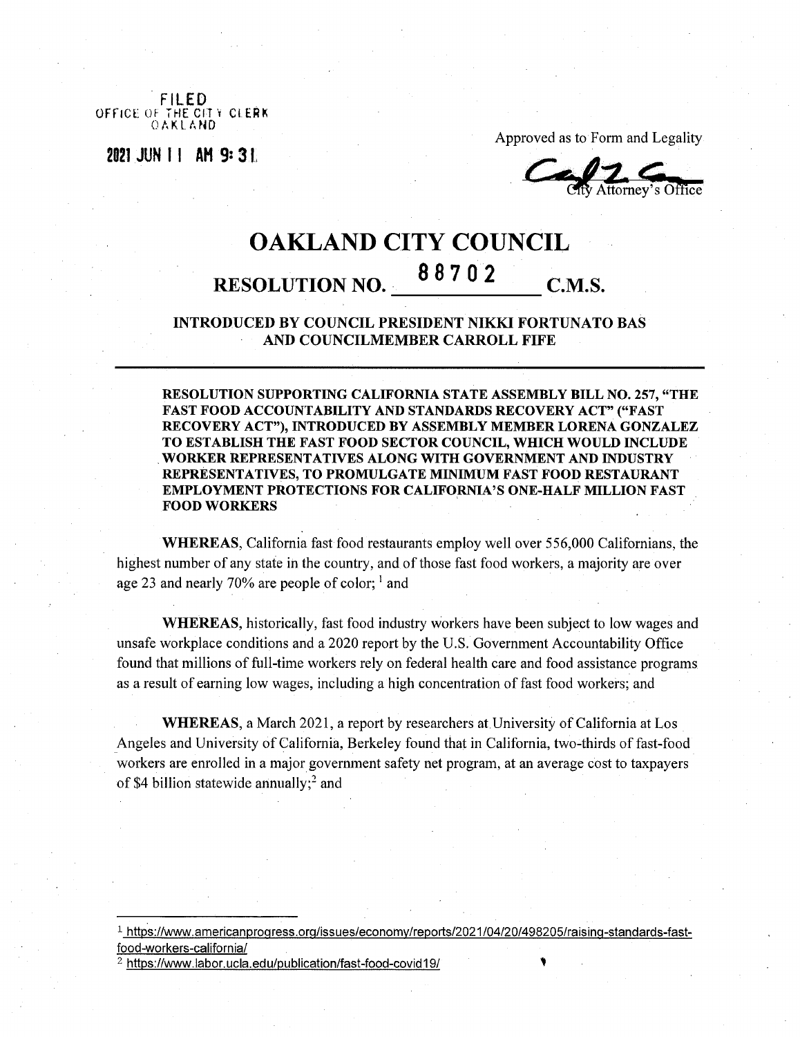FILED
OFFICE OF THE CITY CLERK
OAKLAND

2021 JUN 11 AM 9:31

Approved as to Form and Legality

City Attorney's Office

# OAKLAND CITY COUNCIL

## RESOLUTION NO. 88702 C.M.S.

### INTRODUCED BY COUNCIL PRESIDENT NIKKI FORTUNATO BAS AND COUNCILMEMBER CARROLL FIFE

**RESOLUTION SUPPORTING CALIFORNIA STATE ASSEMBLY BILL NO. 257, "THE FAST FOOD ACCOUNTABILITY AND STANDARDS RECOVERY ACT" ("FAST RECOVERY ACT"), INTRODUCED BY ASSEMBLY MEMBER LORENA GONZALEZ TO ESTABLISH THE FAST FOOD SECTOR COUNCIL, WHICH WOULD INCLUDE WORKER REPRESENTATIVES ALONG WITH GOVERNMENT AND INDUSTRY REPRESENTATIVES, TO PROMULGATE MINIMUM FAST FOOD RESTAURANT EMPLOYMENT PROTECTIONS FOR CALIFORNIA'S ONE-HALF MILLION FAST FOOD WORKERS**

**WHEREAS**, California fast food restaurants employ well over 556,000 Californians, the highest number of any state in the country, and of those fast food workers, a majority are over age 23 and nearly 70% are people of color; [1] and

**WHEREAS**, historically, fast food industry workers have been subject to low wages and unsafe workplace conditions and a 2020 report by the U.S. Government Accountability Office found that millions of full-time workers rely on federal health care and food assistance programs as a result of earning low wages, including a high concentration of fast food workers; and

**WHEREAS**, a March 2021, a report by researchers at University of California at Los Angeles and University of California, Berkeley found that in California, two-thirds of fast-food workers are enrolled in a major government safety net program, at an average cost to taxpayers of $4 billion statewide annually;[2] and

---

[1] https://www.americanprogress.org/issues/economy/reports/2021/04/20/498205/raising-standards-fast-food-workers-california/

[2] https://www.labor.ucla.edu/publication/fast-food-covid19/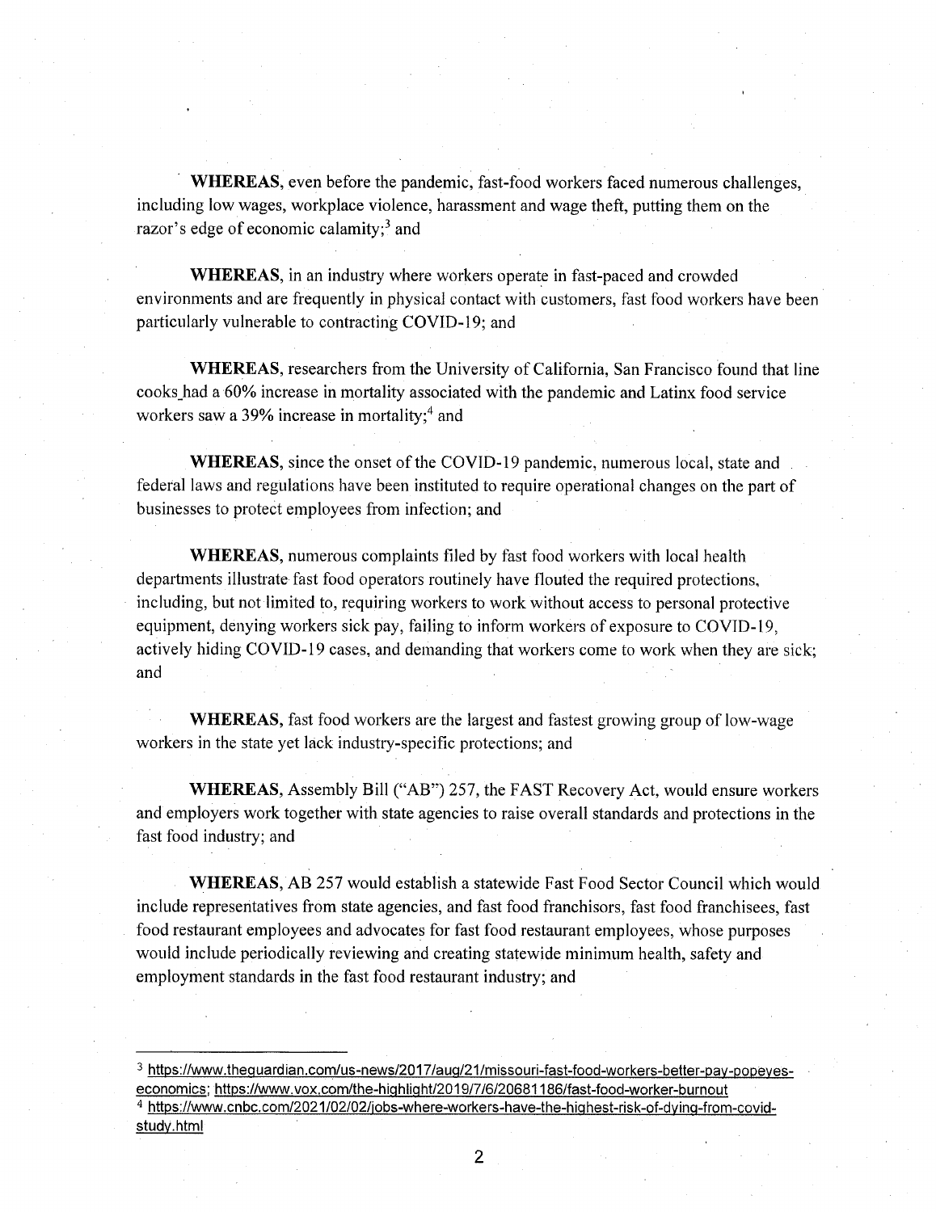**WHEREAS**, even before the pandemic, fast-food workers faced numerous challenges, including low wages, workplace violence, harassment and wage theft, putting them on the razor's edge of economic calamity;[3] and

**WHEREAS**, in an industry where workers operate in fast-paced and crowded environments and are frequently in physical contact with customers, fast food workers have been particularly vulnerable to contracting COVID-19; and

**WHEREAS**, researchers from the University of California, San Francisco found that line cooks had a 60% increase in mortality associated with the pandemic and Latinx food service workers saw a 39% increase in mortality;[4] and

**WHEREAS**, since the onset of the COVID-19 pandemic, numerous local, state and federal laws and regulations have been instituted to require operational changes on the part of businesses to protect employees from infection; and

**WHEREAS**, numerous complaints filed by fast food workers with local health departments illustrate fast food operators routinely have flouted the required protections, including, but not limited to, requiring workers to work without access to personal protective equipment, denying workers sick pay, failing to inform workers of exposure to COVID-19, actively hiding COVID-19 cases, and demanding that workers come to work when they are sick; and

**WHEREAS**, fast food workers are the largest and fastest growing group of low-wage workers in the state yet lack industry-specific protections; and

**WHEREAS**, Assembly Bill ("AB") 257, the FAST Recovery Act, would ensure workers and employers work together with state agencies to raise overall standards and protections in the fast food industry; and

**WHEREAS**, AB 257 would establish a statewide Fast Food Sector Council which would include representatives from state agencies, and fast food franchisors, fast food franchisees, fast food restaurant employees and advocates for fast food restaurant employees, whose purposes would include periodically reviewing and creating statewide minimum health, safety and employment standards in the fast food restaurant industry; and

---

[3] https://www.theguardian.com/us-news/2017/aug/21/missouri-fast-food-workers-better-pay-popeyes-economics; https://www.vox.com/the-highlight/2019/7/6/20681186/fast-food-worker-burnout

[4] https://www.cnbc.com/2021/02/02/jobs-where-workers-have-the-highest-risk-of-dying-from-covid-study.html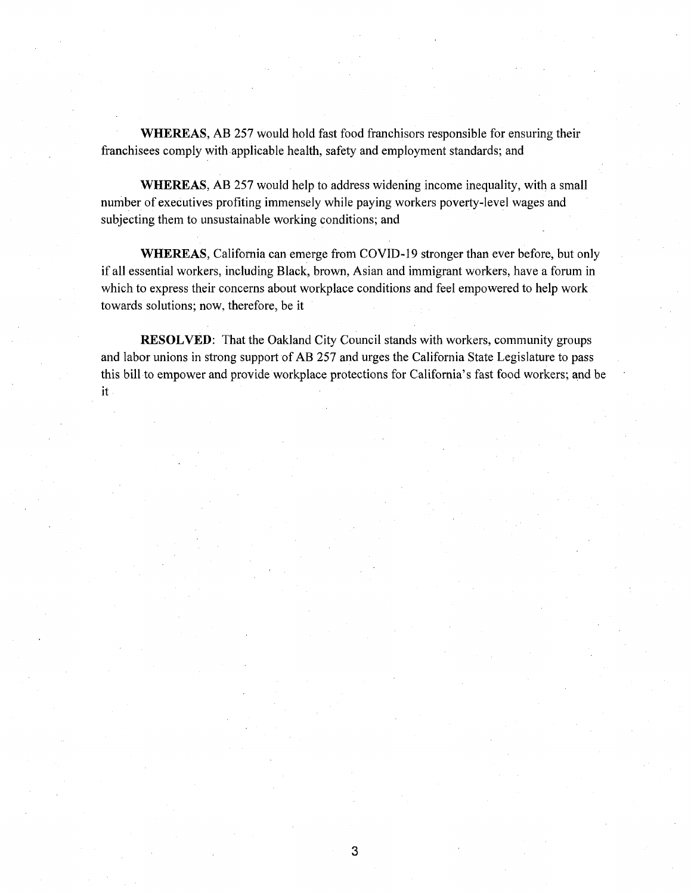**WHEREAS**, AB 257 would hold fast food franchisors responsible for ensuring their franchisees comply with applicable health, safety and employment standards; and

**WHEREAS**, AB 257 would help to address widening income inequality, with a small number of executives profiting immensely while paying workers poverty-level wages and subjecting them to unsustainable working conditions; and

**WHEREAS**, California can emerge from COVID-19 stronger than ever before, but only if all essential workers, including Black, brown, Asian and immigrant workers, have a forum in which to express their concerns about workplace conditions and feel empowered to help work towards solutions; now, therefore, be it

**RESOLVED**: That the Oakland City Council stands with workers, community groups and labor unions in strong support of AB 257 and urges the California State Legislature to pass this bill to empower and provide workplace protections for California's fast food workers; and be it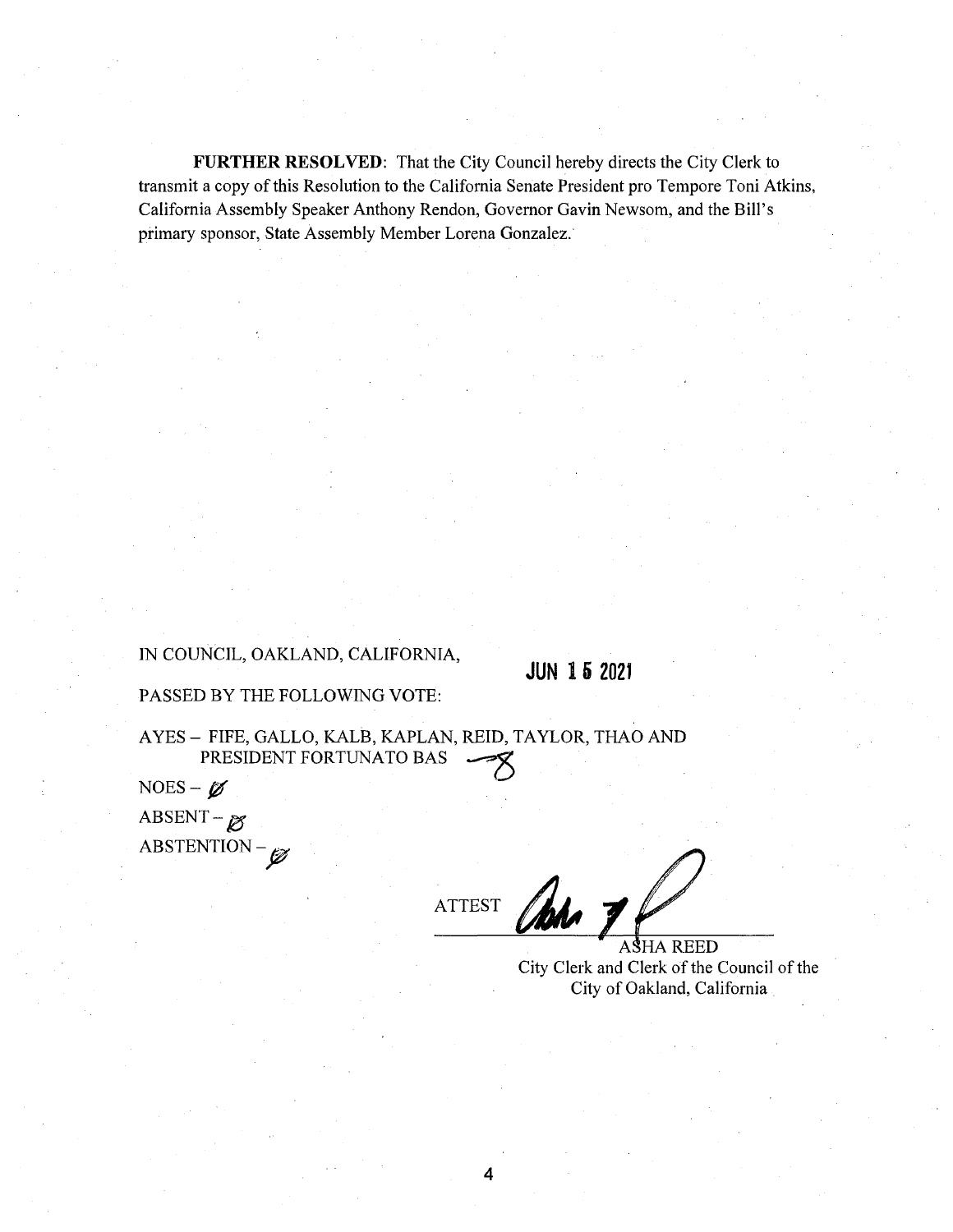**FURTHER RESOLVED**: That the City Council hereby directs the City Clerk to transmit a copy of this Resolution to the California Senate President pro Tempore Toni Atkins, California Assembly Speaker Anthony Rendon, Governor Gavin Newsom, and the Bill's primary sponsor, State Assembly Member Lorena Gonzalez.

IN COUNCIL, OAKLAND, CALIFORNIA, **JUN 15 2021**

PASSED BY THE FOLLOWING VOTE:

AYES – FIFE, GALLO, KALB, KAPLAN, REID, TAYLOR, THAO AND PRESIDENT FORTUNATO BAS – 8

NOES – Ø

ABSENT – Ø

ABSTENTION – Ø

ATTEST

ASHA REED
City Clerk and Clerk of the Council of the City of Oakland, California